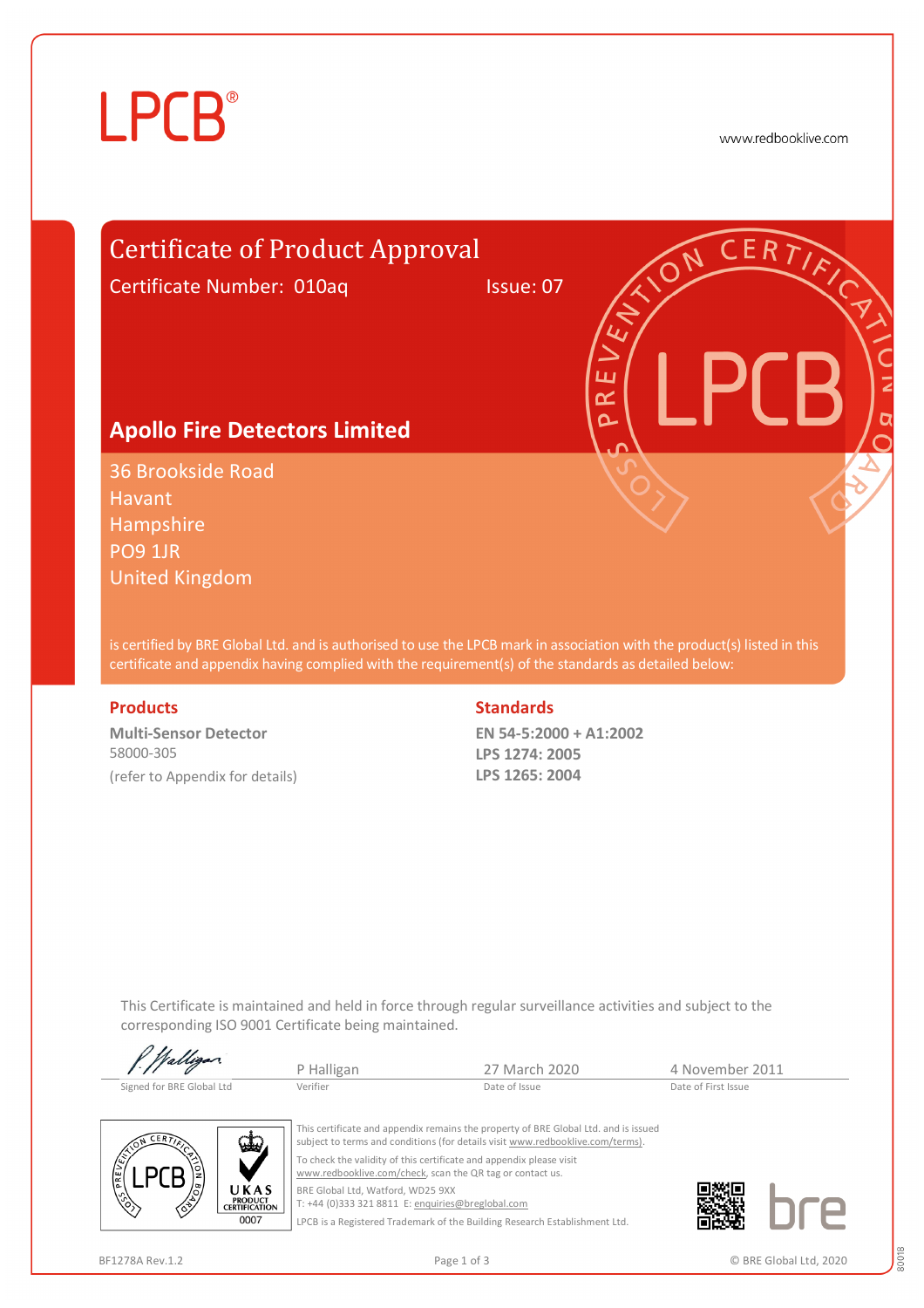LPCB®

www.redbooklive.com

# Certificate of Product Approval

Certificate Number: 010aq Issue: 07

## Apollo Fire Detectors Limited

36 Brookside Road
Havant
Hampshire
PO9 1JR
United Kingdom

is certified by BRE Global Ltd. and is authorised to use the LPCB mark in association with the product(s) listed in this certificate and appendix having complied with the requirement(s) of the standards as detailed below:

### Products

**Multi-Sensor Detector**
58000-305
(refer to Appendix for details)

### Standards

**EN 54-5:2000 + A1:2002**
**LPS 1274: 2005**
**LPS 1265: 2004**

This Certificate is maintained and held in force through regular surveillance activities and subject to the corresponding ISO 9001 Certificate being maintained.

| Signed for BRE Global Ltd | P Halligan<br>Verifier | 27 March 2020<br>Date of Issue | 4 November 2011<br>Date of First Issue |
|---|---|---|---|

This certificate and appendix remains the property of BRE Global Ltd. and is issued subject to terms and conditions (for details visit www.redbooklive.com/terms).

To check the validity of this certificate and appendix please visit www.redbooklive.com/check, scan the QR tag or contact us.

BRE Global Ltd, Watford, WD25 9XX
T: +44 (0)333 321 8811 E: enquiries@breglobal.com

LPCB is a Registered Trademark of the Building Research Establishment Ltd.

UKAS PRODUCT CERTIFICATION 0007

BF1278A Rev.1.2 © BRE Global Ltd, 2020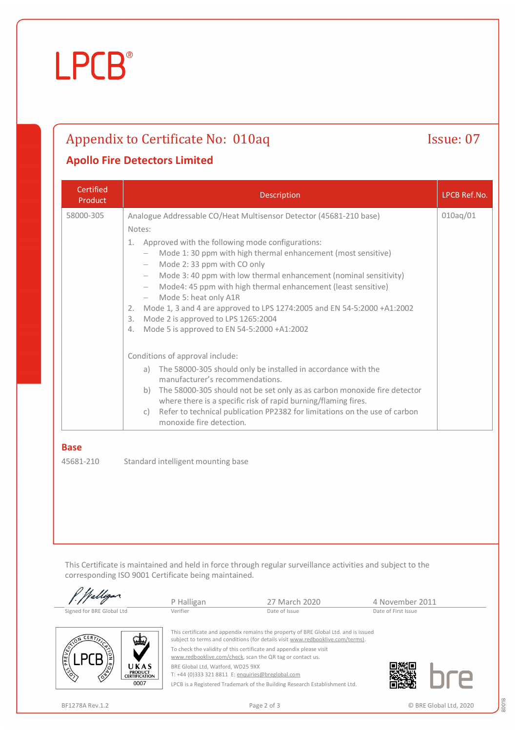LPCB®

# Appendix to Certificate No: 010aq

Issue: 07

## Apollo Fire Detectors Limited

| Certified Product | Description | LPCB Ref.No. |
|---|---|---|
| 58000-305 | Analogue Addressable CO/Heat Multisensor Detector (45681-210 base)<br><br>Notes:<br>1. Approved with the following mode configurations:<br>– Mode 1: 30 ppm with high thermal enhancement (most sensitive)<br>– Mode 2: 33 ppm with CO only<br>– Mode 3: 40 ppm with low thermal enhancement (nominal sensitivity)<br>– Mode4: 45 ppm with high thermal enhancement (least sensitive)<br>– Mode 5: heat only A1R<br>2. Mode 1, 3 and 4 are approved to LPS 1274:2005 and EN 54-5:2000 +A1:2002<br>3. Mode 2 is approved to LPS 1265:2004<br>4. Mode 5 is approved to EN 54-5:2000 +A1:2002<br><br>Conditions of approval include:<br>a) The 58000-305 should only be installed in accordance with the manufacturer's recommendations.<br>b) The 58000-305 should not be set only as as carbon monoxide fire detector where there is a specific risk of rapid burning/flaming fires.<br>c) Refer to technical publication PP2382 for limitations on the use of carbon monoxide fire detection. | 010aq/01 |

### Base

45681-210 Standard intelligent mounting base

This Certificate is maintained and held in force through regular surveillance activities and subject to the corresponding ISO 9001 Certificate being maintained.

| Signed for BRE Global Ltd | P Halligan<br>Verifier | 27 March 2020<br>Date of Issue | 4 November 2011<br>Date of First Issue |
|---|---|---|---|

This certificate and appendix remains the property of BRE Global Ltd. and is issued subject to terms and conditions (for details visit www.redbooklive.com/terms).

To check the validity of this certificate and appendix please visit www.redbooklive.com/check, scan the QR tag or contact us.

BRE Global Ltd, Watford, WD25 9XX
T: +44 (0)333 321 8811 E: enquiries@breglobal.com

LPCB is a Registered Trademark of the Building Research Establishment Ltd.

BF1278A Rev.1.2

© BRE Global Ltd, 2020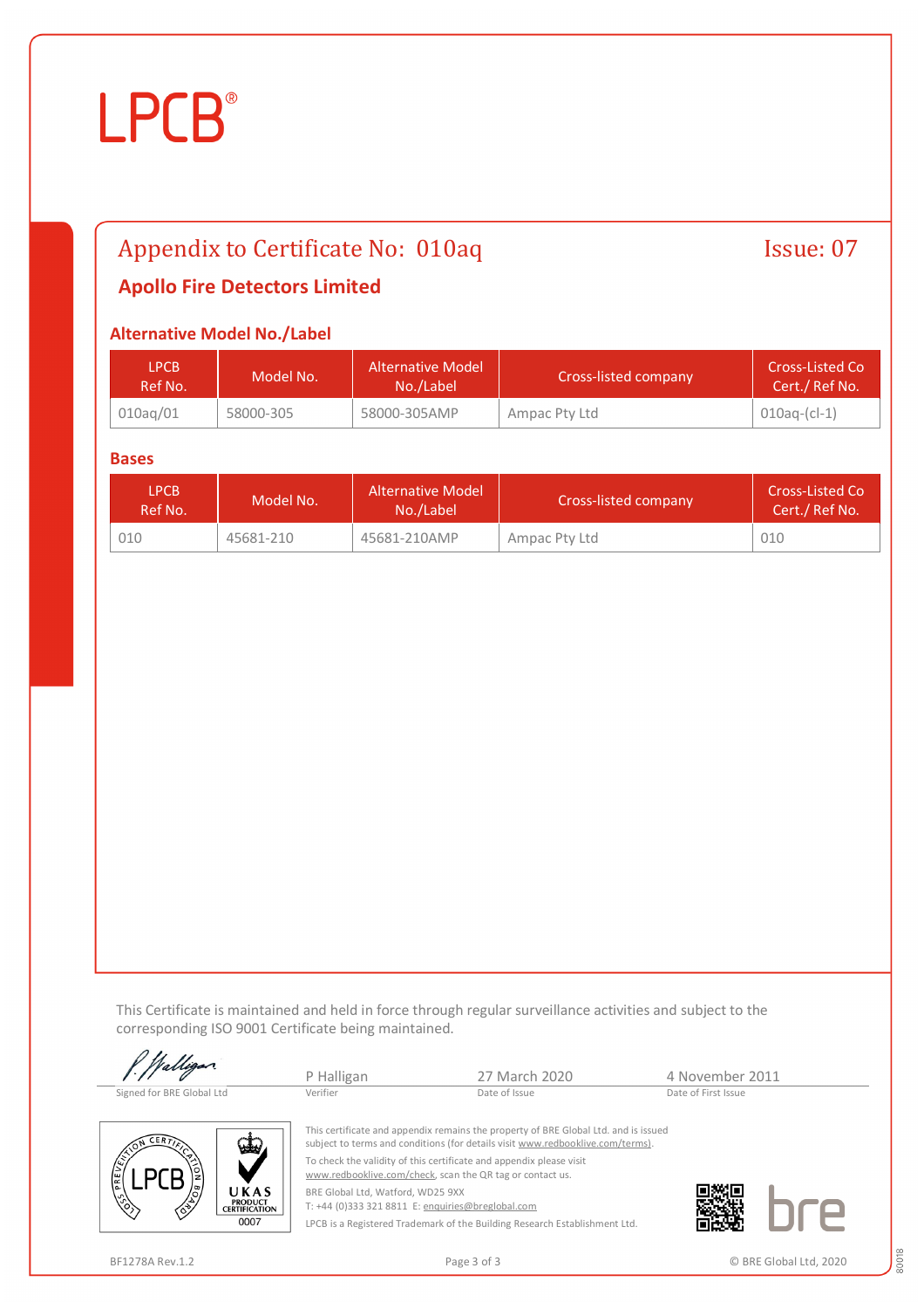LPCB®

# Appendix to Certificate No: 010aq

Issue: 07

## Apollo Fire Detectors Limited

### Alternative Model No./Label

| LPCB Ref No. | Model No. | Alternative Model No./Label | Cross-listed company | Cross-Listed Co Cert./ Ref No. |
|---|---|---|---|---|
| 010aq/01 | 58000-305 | 58000-305AMP | Ampac Pty Ltd | 010aq-(cl-1) |

### Bases

| LPCB Ref No. | Model No. | Alternative Model No./Label | Cross-listed company | Cross-Listed Co Cert./ Ref No. |
|---|---|---|---|---|
| 010 | 45681-210 | 45681-210AMP | Ampac Pty Ltd | 010 |

This Certificate is maintained and held in force through regular surveillance activities and subject to the corresponding ISO 9001 Certificate being maintained.

| Signed for BRE Global Ltd | Verifier | Date of Issue | Date of First Issue |
|---|---|---|---|
| | P Halligan | 27 March 2020 | 4 November 2011 |

This certificate and appendix remains the property of BRE Global Ltd. and is issued subject to terms and conditions (for details visit www.redbooklive.com/terms).

To check the validity of this certificate and appendix please visit www.redbooklive.com/check, scan the QR tag or contact us.

BRE Global Ltd, Watford, WD25 9XX
T: +44 (0)333 321 8811 E: enquiries@breglobal.com

LPCB is a Registered Trademark of the Building Research Establishment Ltd.

BF1278A Rev.1.2

© BRE Global Ltd, 2020